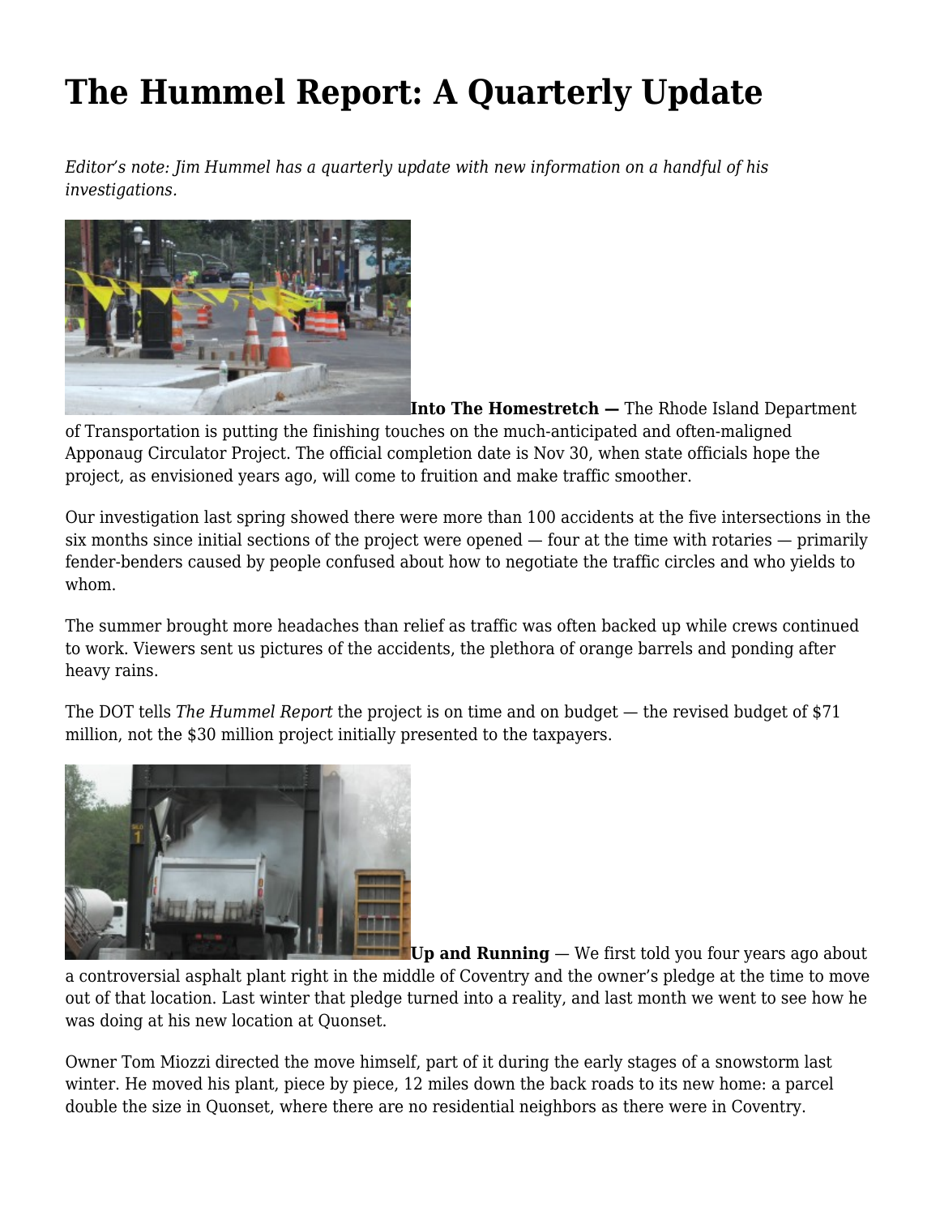# The Hummel Report: A Quarterly Update

*Editor's note: Jim Hummel has a quarterly update with new information on a handful of his investigations.*

**Into The Homestretch —** The Rhode Island Department of Transportation is putting the finishing touches on the much-anticipated and often-maligned Apponaug Circulator Project. The official completion date is Nov 30, when state officials hope the project, as envisioned years ago, will come to fruition and make traffic smoother.

Our investigation last spring showed there were more than 100 accidents at the five intersections in the six months since initial sections of the project were opened — four at the time with rotaries — primarily fender-benders caused by people confused about how to negotiate the traffic circles and who yields to whom.

The summer brought more headaches than relief as traffic was often backed up while crews continued to work. Viewers sent us pictures of the accidents, the plethora of orange barrels and ponding after heavy rains.

The DOT tells *The Hummel Report* the project is on time and on budget — the revised budget of $71 million, not the $30 million project initially presented to the taxpayers.

**Up and Running** — We first told you four years ago about a controversial asphalt plant right in the middle of Coventry and the owner's pledge at the time to move out of that location. Last winter that pledge turned into a reality, and last month we went to see how he was doing at his new location at Quonset.

Owner Tom Miozzi directed the move himself, part of it during the early stages of a snowstorm last winter. He moved his plant, piece by piece, 12 miles down the back roads to its new home: a parcel double the size in Quonset, where there are no residential neighbors as there were in Coventry.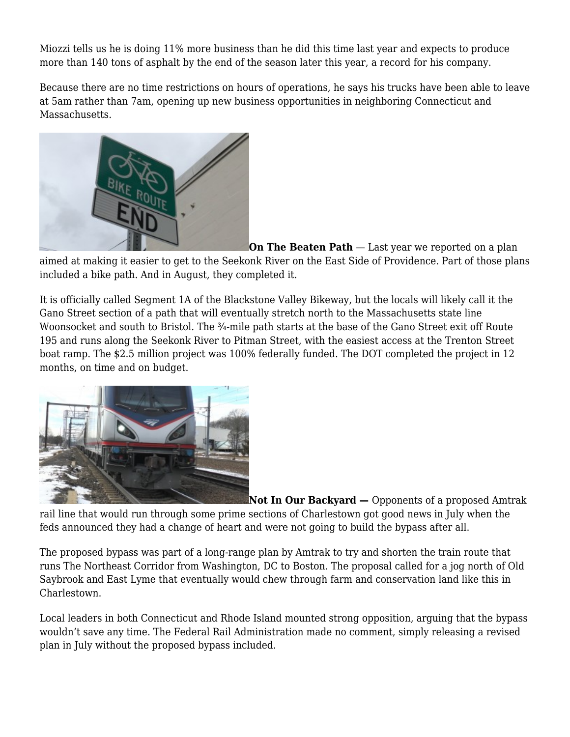Miozzi tells us he is doing 11% more business than he did this time last year and expects to produce more than 140 tons of asphalt by the end of the season later this year, a record for his company.

Because there are no time restrictions on hours of operations, he says his trucks have been able to leave at 5am rather than 7am, opening up new business opportunities in neighboring Connecticut and Massachusetts.

**On The Beaten Path** — Last year we reported on a plan aimed at making it easier to get to the Seekonk River on the East Side of Providence. Part of those plans included a bike path. And in August, they completed it.

It is officially called Segment 1A of the Blackstone Valley Bikeway, but the locals will likely call it the Gano Street section of a path that will eventually stretch north to the Massachusetts state line Woonsocket and south to Bristol. The ¾-mile path starts at the base of the Gano Street exit off Route 195 and runs along the Seekonk River to Pitman Street, with the easiest access at the Trenton Street boat ramp. The $2.5 million project was 100% federally funded. The DOT completed the project in 12 months, on time and on budget.

**Not In Our Backyard —** Opponents of a proposed Amtrak rail line that would run through some prime sections of Charlestown got good news in July when the feds announced they had a change of heart and were not going to build the bypass after all.

The proposed bypass was part of a long-range plan by Amtrak to try and shorten the train route that runs The Northeast Corridor from Washington, DC to Boston. The proposal called for a jog north of Old Saybrook and East Lyme that eventually would chew through farm and conservation land like this in Charlestown.

Local leaders in both Connecticut and Rhode Island mounted strong opposition, arguing that the bypass wouldn't save any time. The Federal Rail Administration made no comment, simply releasing a revised plan in July without the proposed bypass included.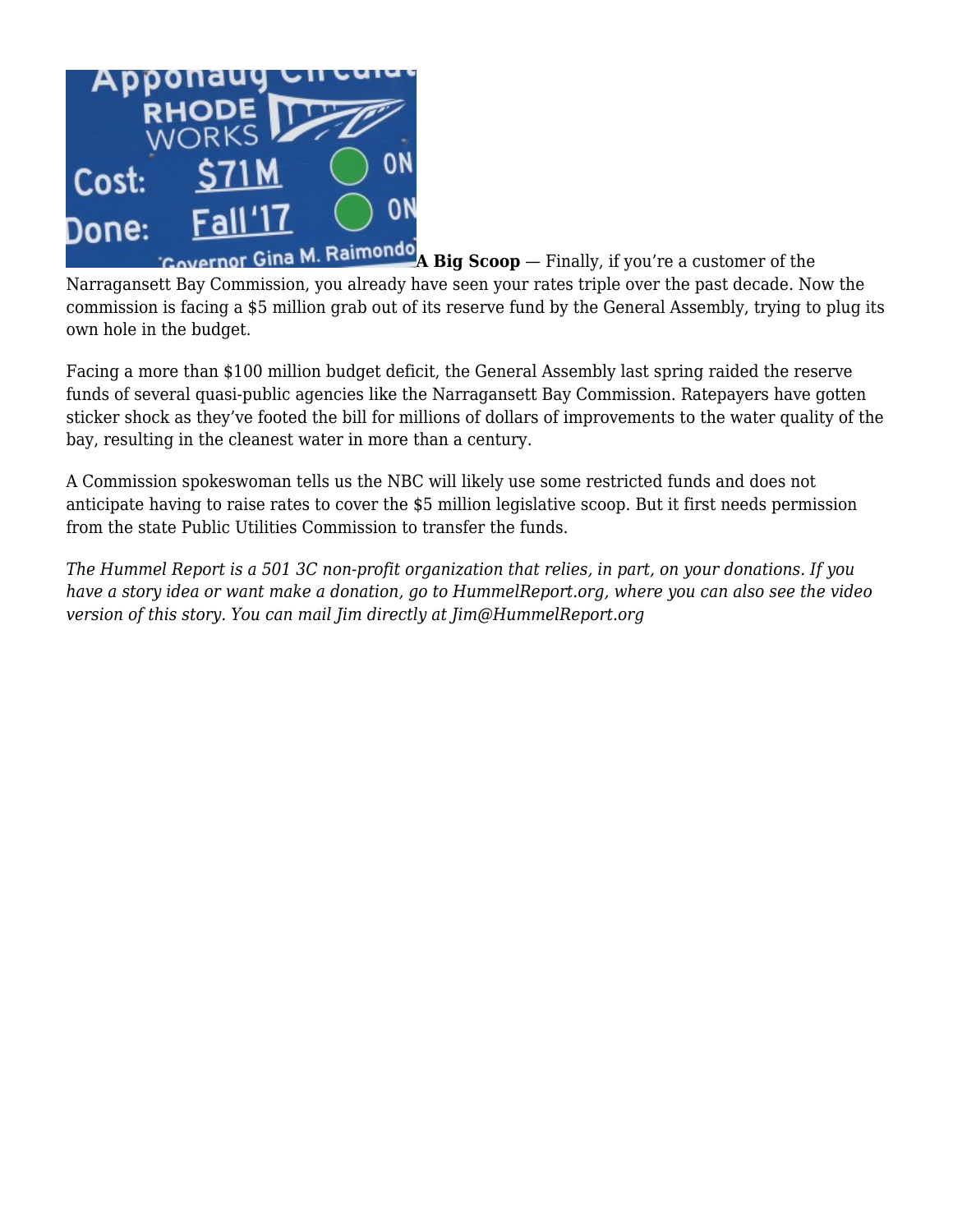**A Big Scoop** — Finally, if you're a customer of the Narragansett Bay Commission, you already have seen your rates triple over the past decade. Now the commission is facing a $5 million grab out of its reserve fund by the General Assembly, trying to plug its own hole in the budget.

Facing a more than $100 million budget deficit, the General Assembly last spring raided the reserve funds of several quasi-public agencies like the Narragansett Bay Commission. Ratepayers have gotten sticker shock as they've footed the bill for millions of dollars of improvements to the water quality of the bay, resulting in the cleanest water in more than a century.

A Commission spokeswoman tells us the NBC will likely use some restricted funds and does not anticipate having to raise rates to cover the $5 million legislative scoop. But it first needs permission from the state Public Utilities Commission to transfer the funds.

*The Hummel Report is a 501 3C non-profit organization that relies, in part, on your donations. If you have a story idea or want make a donation, go to HummelReport.org, where you can also see the video version of this story. You can mail Jim directly at Jim@HummelReport.org*